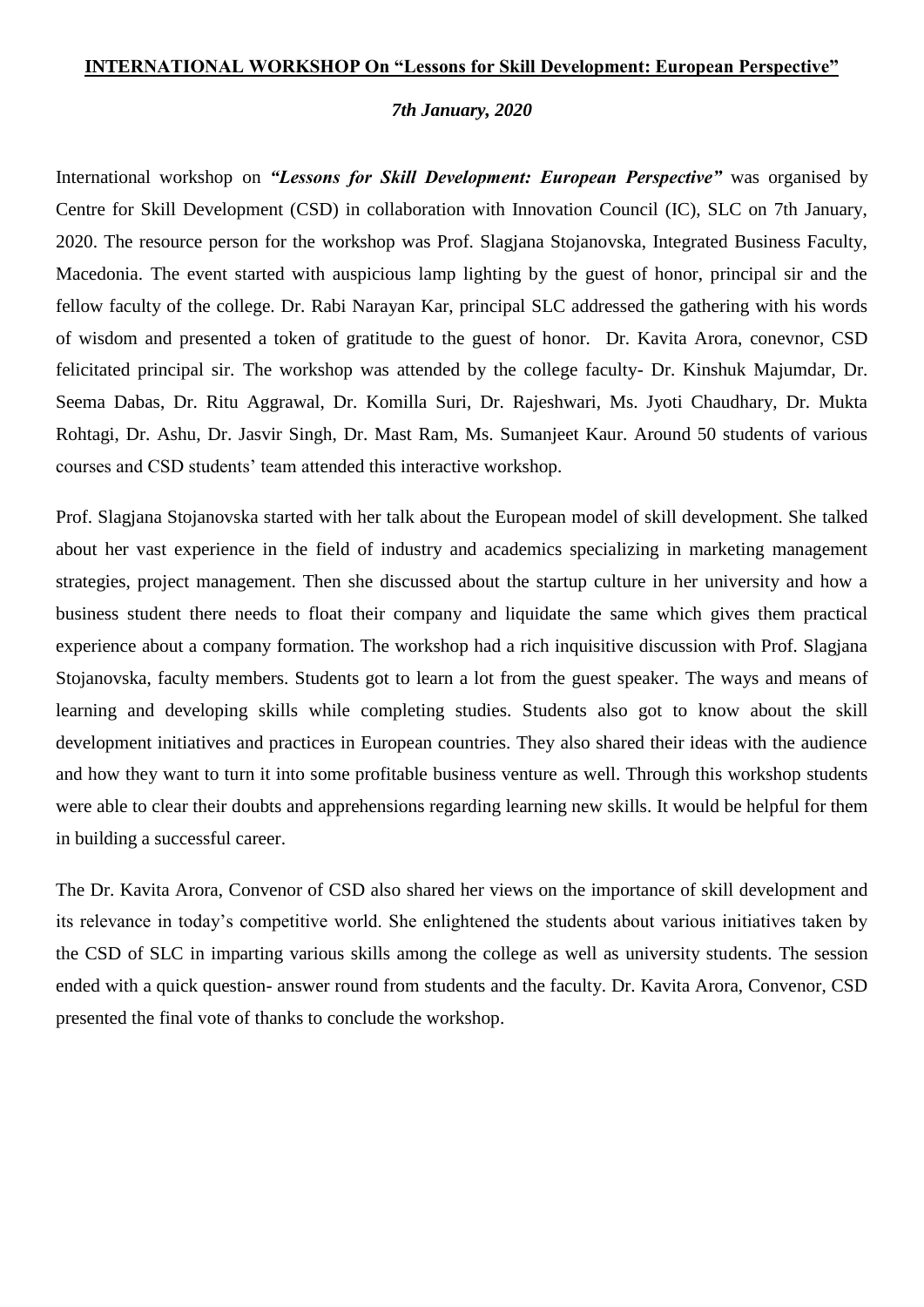# **INTERNATIONAL WORKSHOP On "Lessons for Skill Development: European Perspective"**

***7th January, 2020***

International workshop on ***"Lessons for Skill Development: European Perspective"*** was organised by Centre for Skill Development (CSD) in collaboration with Innovation Council (IC), SLC on 7th January, 2020. The resource person for the workshop was Prof. Slagjana Stojanovska, Integrated Business Faculty, Macedonia. The event started with auspicious lamp lighting by the guest of honor, principal sir and the fellow faculty of the college. Dr. Rabi Narayan Kar, principal SLC addressed the gathering with his words of wisdom and presented a token of gratitude to the guest of honor. Dr. Kavita Arora, conevnor, CSD felicitated principal sir. The workshop was attended by the college faculty- Dr. Kinshuk Majumdar, Dr. Seema Dabas, Dr. Ritu Aggrawal, Dr. Komilla Suri, Dr. Rajeshwari, Ms. Jyoti Chaudhary, Dr. Mukta Rohtagi, Dr. Ashu, Dr. Jasvir Singh, Dr. Mast Ram, Ms. Sumanjeet Kaur. Around 50 students of various courses and CSD students' team attended this interactive workshop.

Prof. Slagjana Stojanovska started with her talk about the European model of skill development. She talked about her vast experience in the field of industry and academics specializing in marketing management strategies, project management. Then she discussed about the startup culture in her university and how a business student there needs to float their company and liquidate the same which gives them practical experience about a company formation. The workshop had a rich inquisitive discussion with Prof. Slagjana Stojanovska, faculty members. Students got to learn a lot from the guest speaker. The ways and means of learning and developing skills while completing studies. Students also got to know about the skill development initiatives and practices in European countries. They also shared their ideas with the audience and how they want to turn it into some profitable business venture as well. Through this workshop students were able to clear their doubts and apprehensions regarding learning new skills. It would be helpful for them in building a successful career.

The Dr. Kavita Arora, Convenor of CSD also shared her views on the importance of skill development and its relevance in today's competitive world. She enlightened the students about various initiatives taken by the CSD of SLC in imparting various skills among the college as well as university students. The session ended with a quick question- answer round from students and the faculty. Dr. Kavita Arora, Convenor, CSD presented the final vote of thanks to conclude the workshop.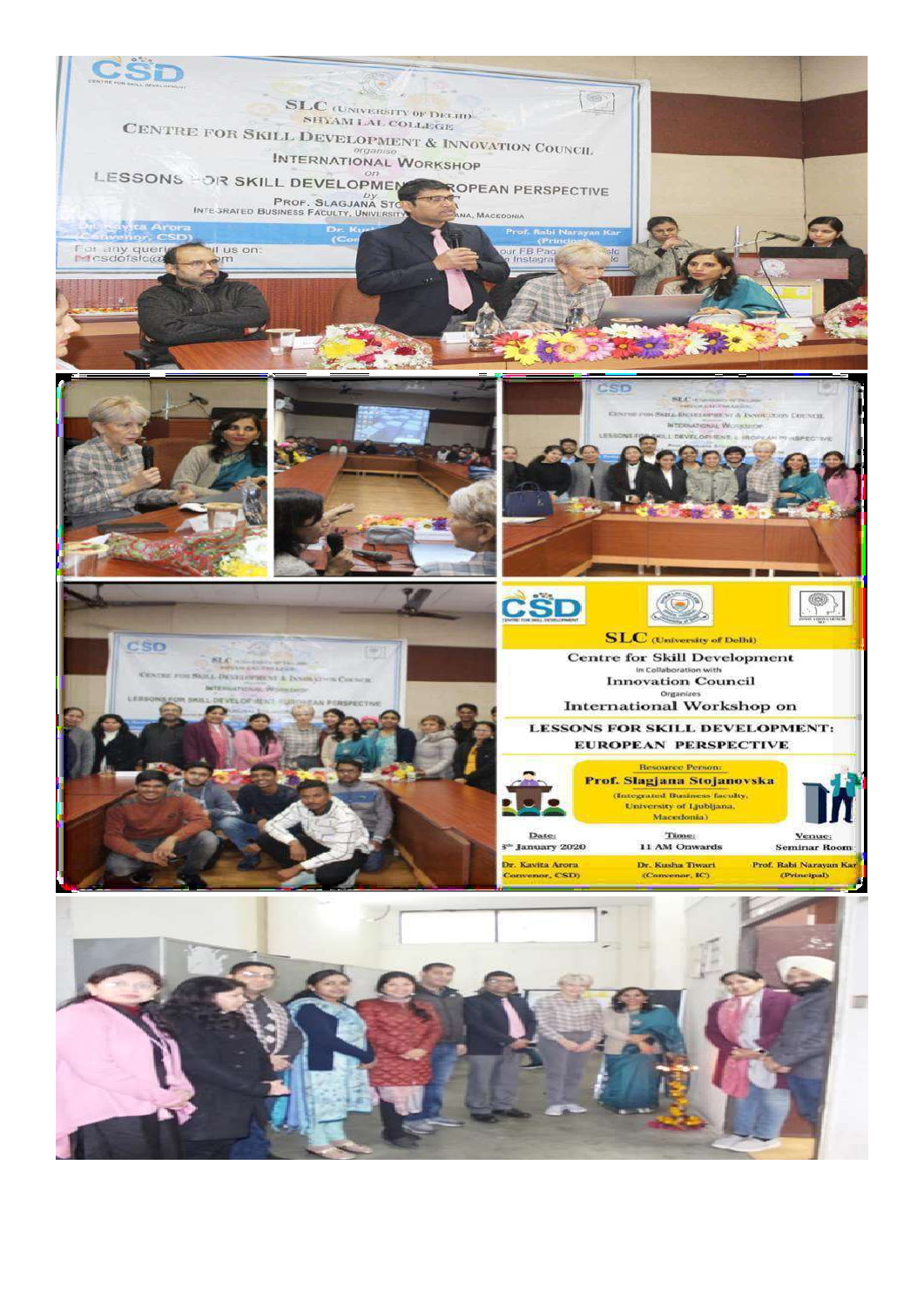CSD

SLC (University of Delhi)

Centre for Skill Development

In Collaboration with

Innovation Council

Organizes

International Workshop on

LESSONS FOR SKILL DEVELOPMENT: EUROPEAN PERSPECTIVE

Resource Person:

**Prof. Slagjana Stojanovska**

(Integrated Business faculty, University of Ljubljana, Macedonia)

| Date: | Time: | Venue: |
| --- | --- | --- |
| 8th January 2020 | 11 AM Onwards | Seminar Room |

Dr. Kavita Arora (Convenor, CSD)

Dr. Kusha Tiwari (Convenor, IC)

Prof. Rabi Narayan Kar (Principal)